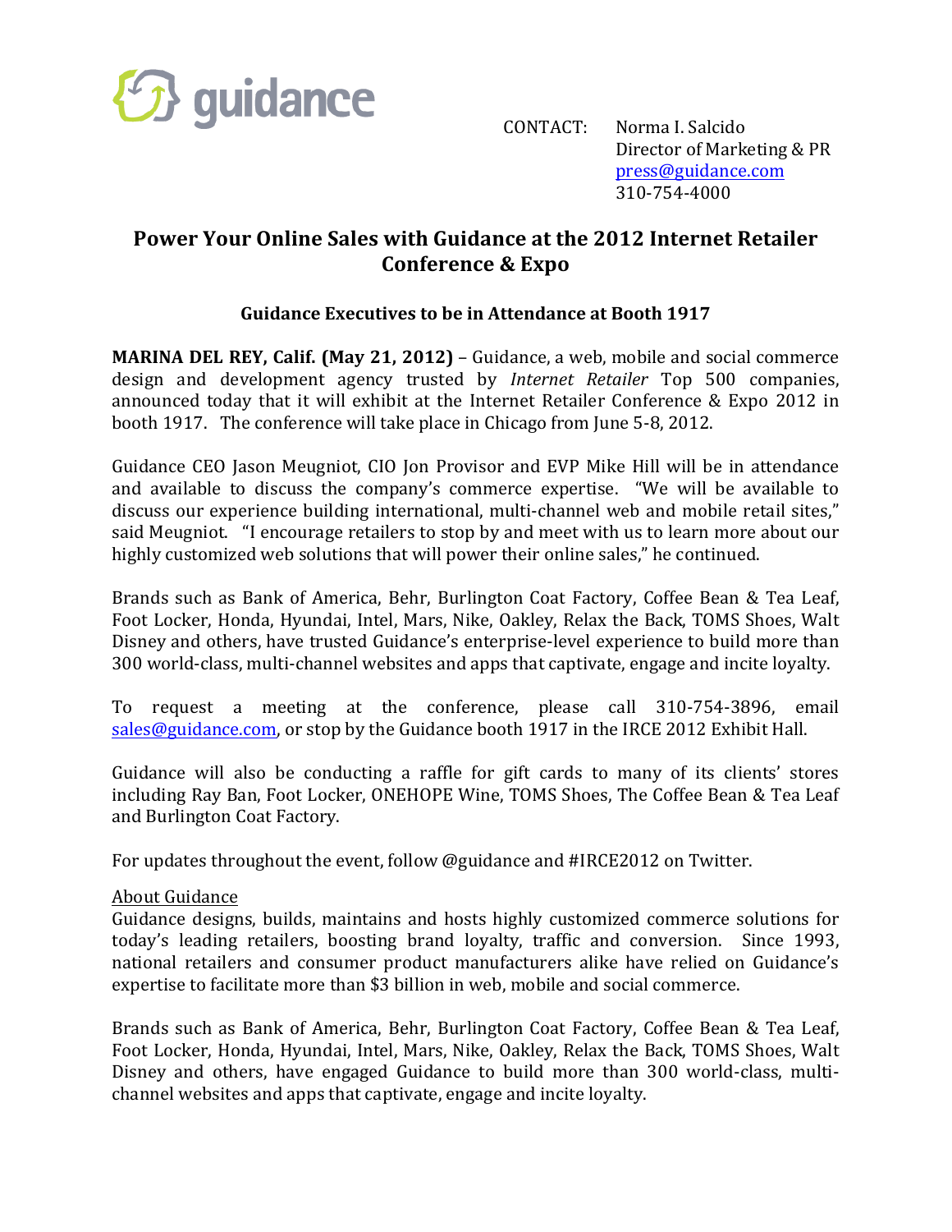guidance

CONTACT: Norma I. Salcido
Director of Marketing & PR
press@guidance.com
310-754-4000

# Power Your Online Sales with Guidance at the 2012 Internet Retailer Conference & Expo

## Guidance Executives to be in Attendance at Booth 1917

**MARINA DEL REY, Calif. (May 21, 2012)** – Guidance, a web, mobile and social commerce design and development agency trusted by *Internet Retailer* Top 500 companies, announced today that it will exhibit at the Internet Retailer Conference & Expo 2012 in booth 1917. The conference will take place in Chicago from June 5-8, 2012.

Guidance CEO Jason Meugniot, CIO Jon Provisor and EVP Mike Hill will be in attendance and available to discuss the company's commerce expertise. "We will be available to discuss our experience building international, multi-channel web and mobile retail sites," said Meugniot. "I encourage retailers to stop by and meet with us to learn more about our highly customized web solutions that will power their online sales," he continued.

Brands such as Bank of America, Behr, Burlington Coat Factory, Coffee Bean & Tea Leaf, Foot Locker, Honda, Hyundai, Intel, Mars, Nike, Oakley, Relax the Back, TOMS Shoes, Walt Disney and others, have trusted Guidance's enterprise-level experience to build more than 300 world-class, multi-channel websites and apps that captivate, engage and incite loyalty.

To request a meeting at the conference, please call 310-754-3896, email sales@guidance.com, or stop by the Guidance booth 1917 in the IRCE 2012 Exhibit Hall.

Guidance will also be conducting a raffle for gift cards to many of its clients' stores including Ray Ban, Foot Locker, ONEHOPE Wine, TOMS Shoes, The Coffee Bean & Tea Leaf and Burlington Coat Factory.

For updates throughout the event, follow @guidance and #IRCE2012 on Twitter.

About Guidance

Guidance designs, builds, maintains and hosts highly customized commerce solutions for today's leading retailers, boosting brand loyalty, traffic and conversion. Since 1993, national retailers and consumer product manufacturers alike have relied on Guidance's expertise to facilitate more than $3 billion in web, mobile and social commerce.

Brands such as Bank of America, Behr, Burlington Coat Factory, Coffee Bean & Tea Leaf, Foot Locker, Honda, Hyundai, Intel, Mars, Nike, Oakley, Relax the Back, TOMS Shoes, Walt Disney and others, have engaged Guidance to build more than 300 world-class, multi-channel websites and apps that captivate, engage and incite loyalty.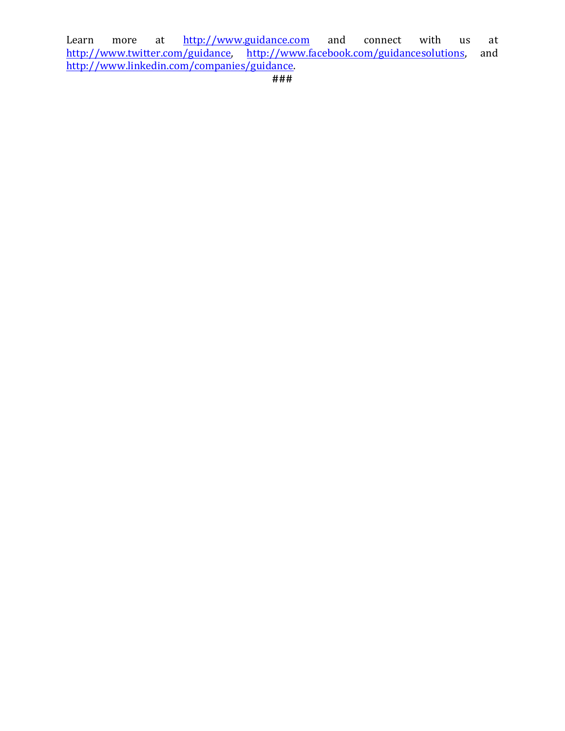Learn more at http://www.guidance.com and connect with us at http://www.twitter.com/guidance, http://www.facebook.com/guidancesolutions, and http://www.linkedin.com/companies/guidance.

###